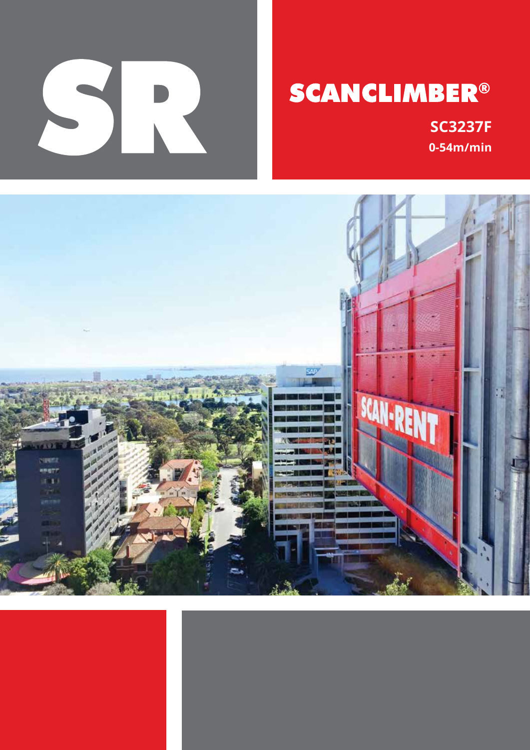SR

# SCANCLIMBER®

**SC3237F**

**0-54m/min**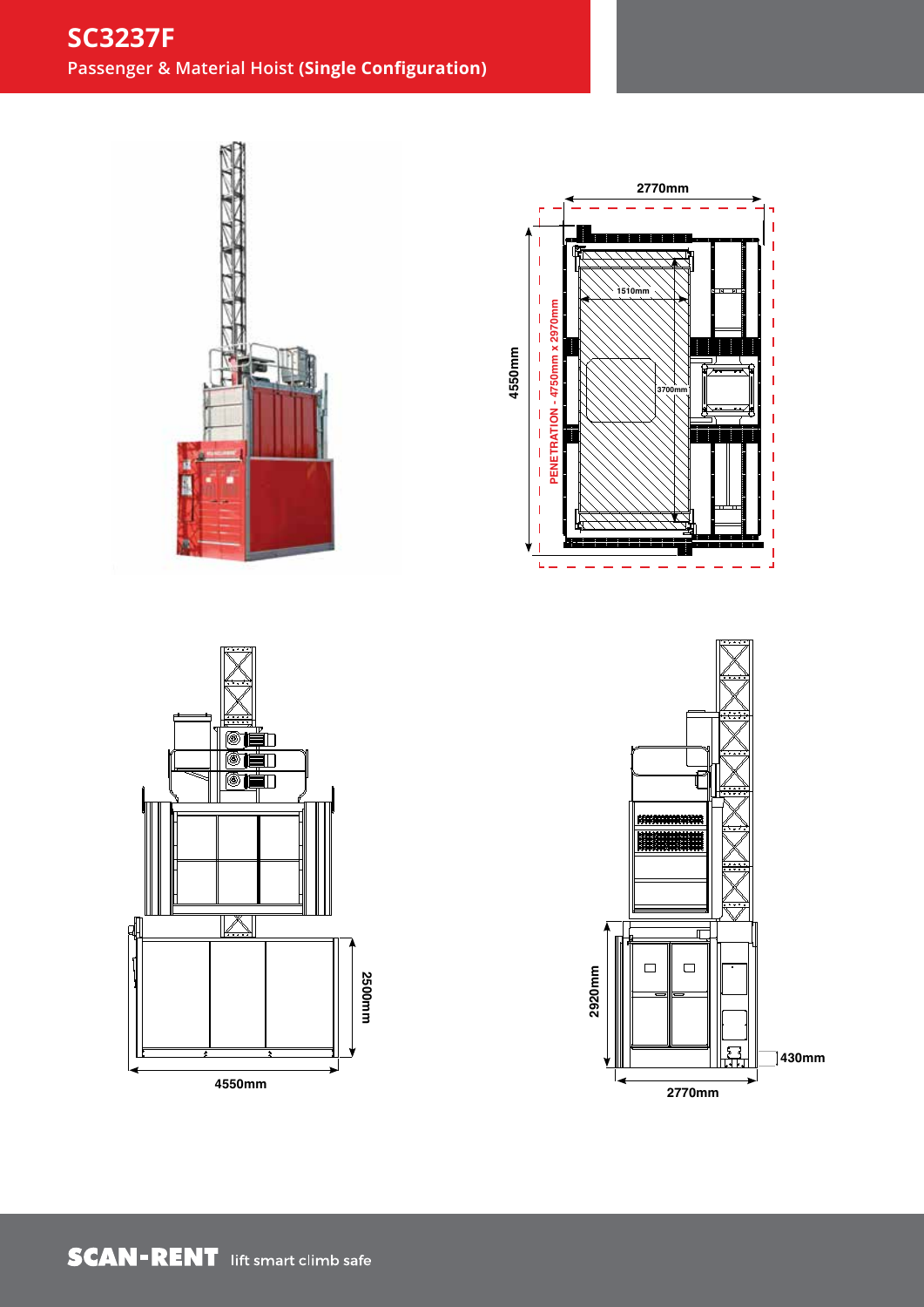# SC3237F

Passenger & Material Hoist **(Single Configuration)**

2770mm

4550mm

PENETRATION - 4750mm x 2970mm

1510mm

3700mm

2500mm

4550mm

2920mm

430mm

2770mm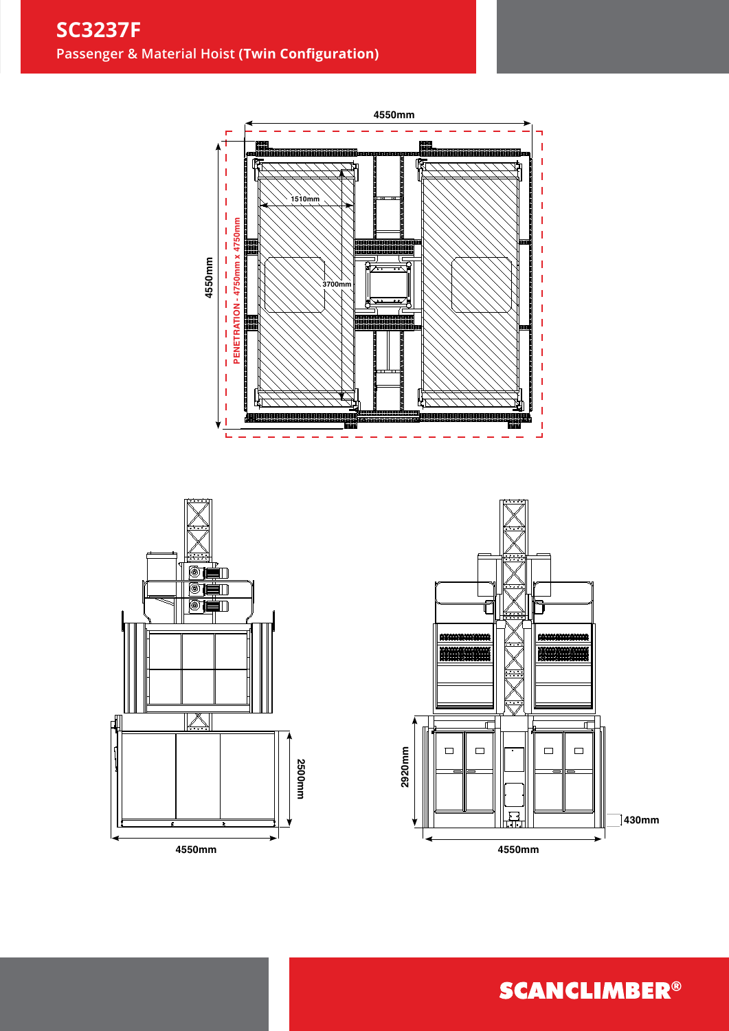# SC3237F

## Passenger & Material Hoist **(Twin Configuration)**

4550mm

4550mm

PENETRATION - 4750mm x 4750mm

1510mm

3700mm

2500mm

4550mm

2920mm

430mm

4550mm

**SCANCLIMBER®**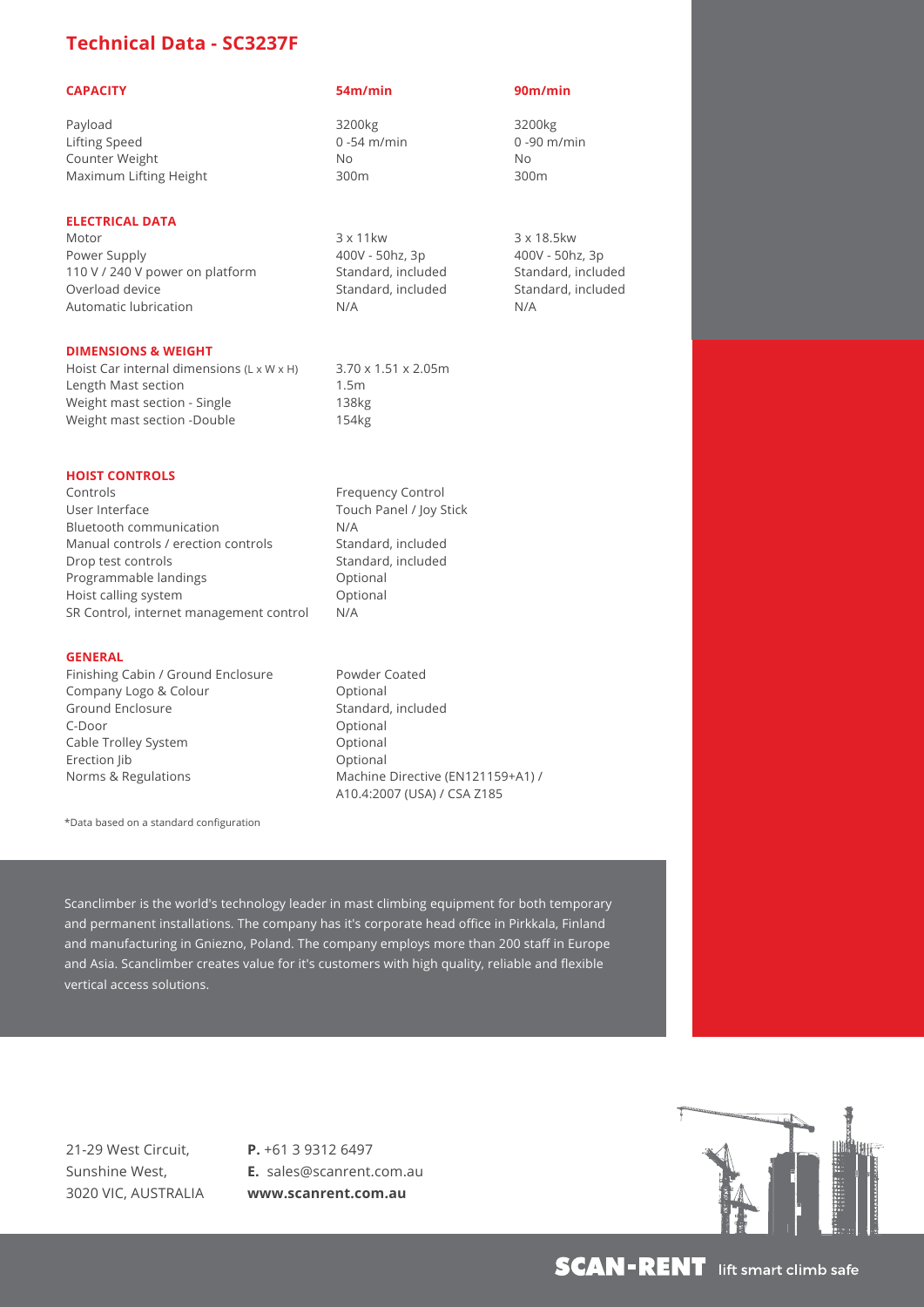## Technical Data - SC3237F

| CAPACITY | 54m/min | 90m/min |
| --- | --- | --- |
| Payload | 3200kg | 3200kg |
| Lifting Speed | 0 -54 m/min | 0 -90 m/min |
| Counter Weight | No | No |
| Maximum Lifting Height | 300m | 300m |

| ELECTRICAL DATA | | |
| --- | --- | --- |
| Motor | 3 x 11kw | 3 x 18.5kw |
| Power Supply | 400V - 50hz, 3p | 400V - 50hz, 3p |
| 110 V / 240 V power on platform | Standard, included | Standard, included |
| Overload device | Standard, included | Standard, included |
| Automatic lubrication | N/A | N/A |

| DIMENSIONS & WEIGHT | |
| --- | --- |
| Hoist Car internal dimensions (L x W x H) | 3.70 x 1.51 x 2.05m |
| Length Mast section | 1.5m |
| Weight mast section - Single | 138kg |
| Weight mast section -Double | 154kg |

| HOIST CONTROLS | |
| --- | --- |
| Controls | Frequency Control |
| User Interface | Touch Panel / Joy Stick |
| Bluetooth communication | N/A |
| Manual controls / erection controls | Standard, included |
| Drop test controls | Standard, included |
| Programmable landings | Optional |
| Hoist calling system | Optional |
| SR Control, internet management control | N/A |

| GENERAL | |
| --- | --- |
| Finishing Cabin / Ground Enclosure | Powder Coated |
| Company Logo & Colour | Optional |
| Ground Enclosure | Standard, included |
| C-Door | Optional |
| Cable Trolley System | Optional |
| Erection Jib | Optional |
| Norms & Regulations | Machine Directive (EN121159+A1) / A10.4:2007 (USA) / CSA Z185 |

*Data based on a standard configuration

Scanclimber is the world's technology leader in mast climbing equipment for both temporary and permanent installations. The company has it's corporate head office in Pirkkala, Finland and manufacturing in Gniezno, Poland. The company employs more than 200 staff in Europe and Asia. Scanclimber creates value for it's customers with high quality, reliable and flexible vertical access solutions.

21-29 West Circuit,
Sunshine West,
3020 VIC, AUSTRALIA

**P.** +61 3 9312 6497
**E.** sales@scanrent.com.au
**www.scanrent.com.au**

**SCAN-RENT** lift smart climb safe